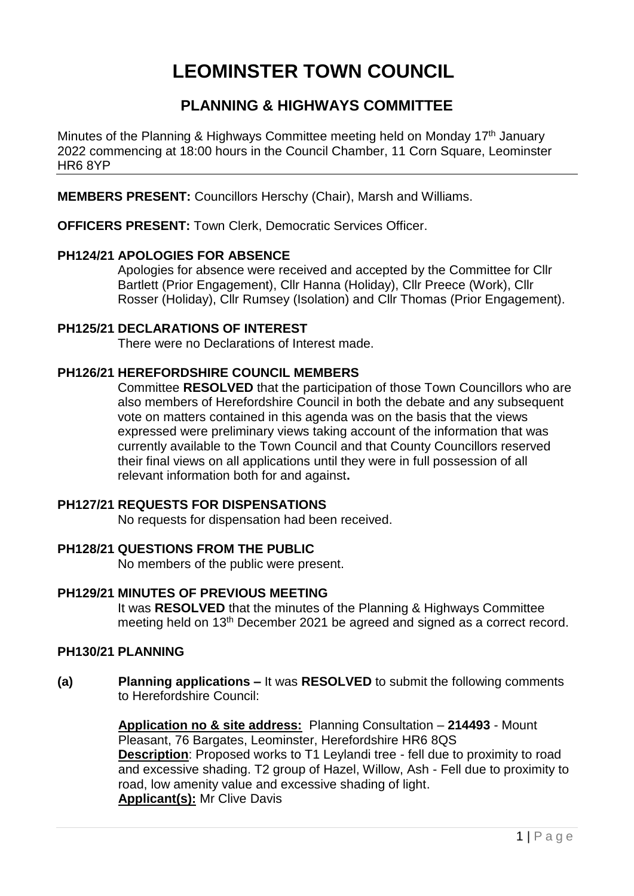# LEOMINSTER TOWN COUNCIL

## PLANNING & HIGHWAYS COMMITTEE

Minutes of the Planning & Highways Committee meeting held on Monday 17th January 2022 commencing at 18:00 hours in the Council Chamber, 11 Corn Square, Leominster HR6 8YP

**MEMBERS PRESENT:** Councillors Herschy (Chair), Marsh and Williams.

**OFFICERS PRESENT:** Town Clerk, Democratic Services Officer.

**PH124/21 APOLOGIES FOR ABSENCE**

Apologies for absence were received and accepted by the Committee for Cllr Bartlett (Prior Engagement), Cllr Hanna (Holiday), Cllr Preece (Work), Cllr Rosser (Holiday), Cllr Rumsey (Isolation) and Cllr Thomas (Prior Engagement).

**PH125/21 DECLARATIONS OF INTEREST**

There were no Declarations of Interest made.

**PH126/21 HEREFORDSHIRE COUNCIL MEMBERS**

Committee **RESOLVED** that the participation of those Town Councillors who are also members of Herefordshire Council in both the debate and any subsequent vote on matters contained in this agenda was on the basis that the views expressed were preliminary views taking account of the information that was currently available to the Town Council and that County Councillors reserved their final views on all applications until they were in full possession of all relevant information both for and against**.**

**PH127/21 REQUESTS FOR DISPENSATIONS**

No requests for dispensation had been received.

**PH128/21 QUESTIONS FROM THE PUBLIC**

No members of the public were present.

**PH129/21 MINUTES OF PREVIOUS MEETING**

It was **RESOLVED** that the minutes of the Planning & Highways Committee meeting held on 13th December 2021 be agreed and signed as a correct record.

**PH130/21 PLANNING**

**(a) Planning applications –** It was **RESOLVED** to submit the following comments to Herefordshire Council:

**Application no & site address:** Planning Consultation – **214493** - Mount Pleasant, 76 Bargates, Leominster, Herefordshire HR6 8QS
**Description**: Proposed works to T1 Leylandi tree - fell due to proximity to road and excessive shading. T2 group of Hazel, Willow, Ash - Fell due to proximity to road, low amenity value and excessive shading of light.
**Applicant(s):** Mr Clive Davis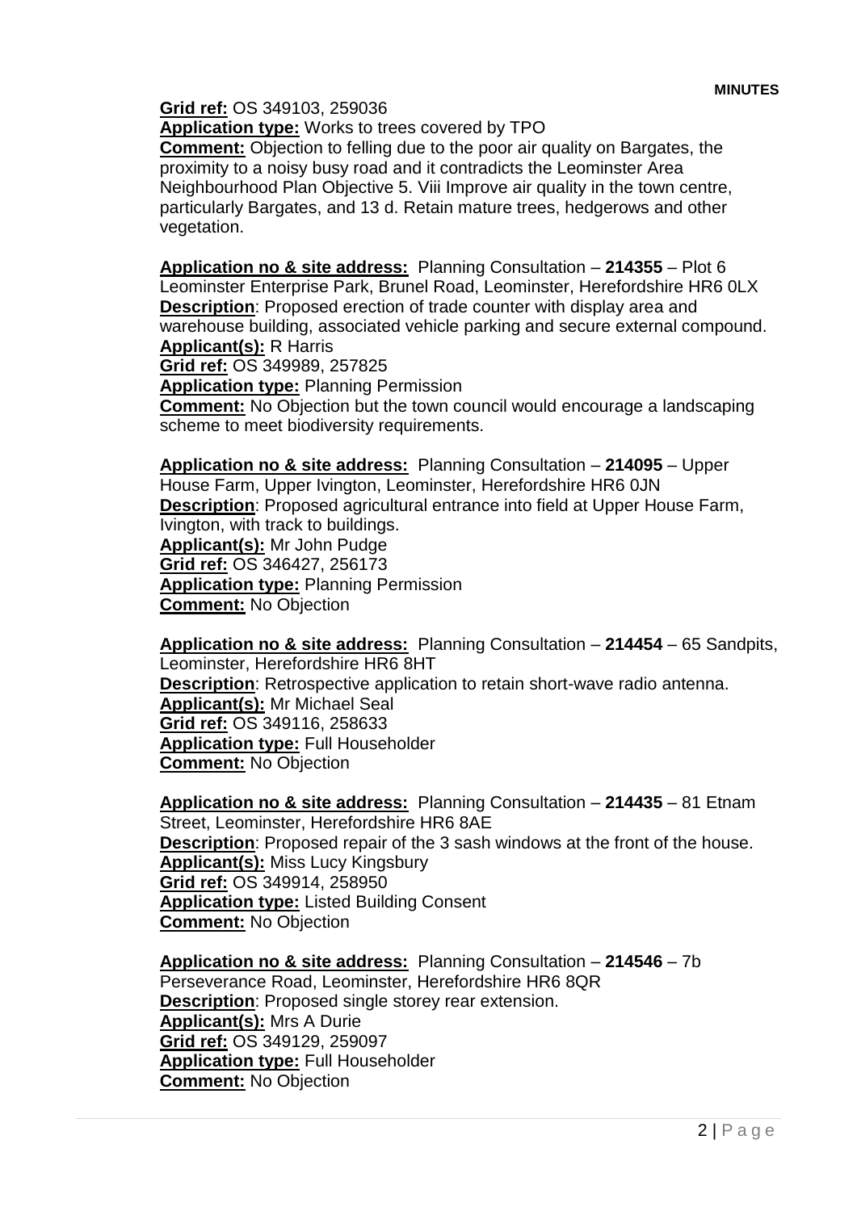**Grid ref:** OS 349103, 259036
**Application type:** Works to trees covered by TPO
**Comment:** Objection to felling due to the poor air quality on Bargates, the proximity to a noisy busy road and it contradicts the Leominster Area Neighbourhood Plan Objective 5. Viii Improve air quality in the town centre, particularly Bargates, and 13 d. Retain mature trees, hedgerows and other vegetation.

**Application no & site address:** Planning Consultation – **214355** – Plot 6 Leominster Enterprise Park, Brunel Road, Leominster, Herefordshire HR6 0LX
**Description**: Proposed erection of trade counter with display area and warehouse building, associated vehicle parking and secure external compound.
**Applicant(s):** R Harris
**Grid ref:** OS 349989, 257825
**Application type:** Planning Permission
**Comment:** No Objection but the town council would encourage a landscaping scheme to meet biodiversity requirements.

**Application no & site address:** Planning Consultation – **214095** – Upper House Farm, Upper Ivington, Leominster, Herefordshire HR6 0JN
**Description**: Proposed agricultural entrance into field at Upper House Farm, Ivington, with track to buildings.
**Applicant(s):** Mr John Pudge
**Grid ref:** OS 346427, 256173
**Application type:** Planning Permission
**Comment:** No Objection

**Application no & site address:** Planning Consultation – **214454** – 65 Sandpits, Leominster, Herefordshire HR6 8HT
**Description**: Retrospective application to retain short-wave radio antenna.
**Applicant(s):** Mr Michael Seal
**Grid ref:** OS 349116, 258633
**Application type:** Full Householder
**Comment:** No Objection

**Application no & site address:** Planning Consultation – **214435** – 81 Etnam Street, Leominster, Herefordshire HR6 8AE
**Description**: Proposed repair of the 3 sash windows at the front of the house.
**Applicant(s):** Miss Lucy Kingsbury
**Grid ref:** OS 349914, 258950
**Application type:** Listed Building Consent
**Comment:** No Objection

**Application no & site address:** Planning Consultation – **214546** – 7b Perseverance Road, Leominster, Herefordshire HR6 8QR
**Description**: Proposed single storey rear extension.
**Applicant(s):** Mrs A Durie
**Grid ref:** OS 349129, 259097
**Application type:** Full Householder
**Comment:** No Objection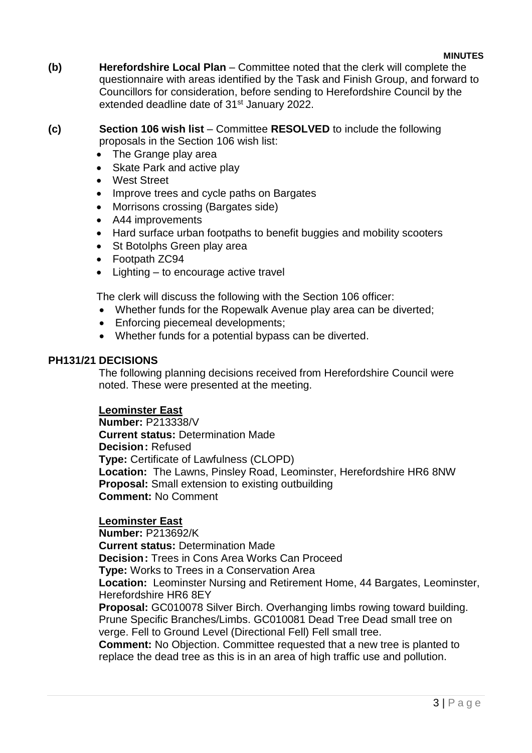**(b)** **Herefordshire Local Plan** – Committee noted that the clerk will complete the questionnaire with areas identified by the Task and Finish Group, and forward to Councillors for consideration, before sending to Herefordshire Council by the extended deadline date of 31st January 2022.

**(c)** **Section 106 wish list** – Committee **RESOLVED** to include the following proposals in the Section 106 wish list:

- The Grange play area
- Skate Park and active play
- West Street
- Improve trees and cycle paths on Bargates
- Morrisons crossing (Bargates side)
- A44 improvements
- Hard surface urban footpaths to benefit buggies and mobility scooters
- St Botolphs Green play area
- Footpath ZC94
- Lighting – to encourage active travel

The clerk will discuss the following with the Section 106 officer:

- Whether funds for the Ropewalk Avenue play area can be diverted;
- Enforcing piecemeal developments;
- Whether funds for a potential bypass can be diverted.

## PH131/21 DECISIONS

The following planning decisions received from Herefordshire Council were noted. These were presented at the meeting.

**Leominster East**
**Number:** P213338/V
**Current status:** Determination Made
**Decision:** Refused
**Type:** Certificate of Lawfulness (CLOPD)
**Location:** The Lawns, Pinsley Road, Leominster, Herefordshire HR6 8NW
**Proposal:** Small extension to existing outbuilding
**Comment:** No Comment

**Leominster East**
**Number:** P213692/K
**Current status:** Determination Made
**Decision:** Trees in Cons Area Works Can Proceed
**Type:** Works to Trees in a Conservation Area
**Location:** Leominster Nursing and Retirement Home, 44 Bargates, Leominster, Herefordshire HR6 8EY
**Proposal:** GC010078 Silver Birch. Overhanging limbs rowing toward building. Prune Specific Branches/Limbs. GC010081 Dead Tree Dead small tree on verge. Fell to Ground Level (Directional Fell) Fell small tree.
**Comment:** No Objection. Committee requested that a new tree is planted to replace the dead tree as this is in an area of high traffic use and pollution.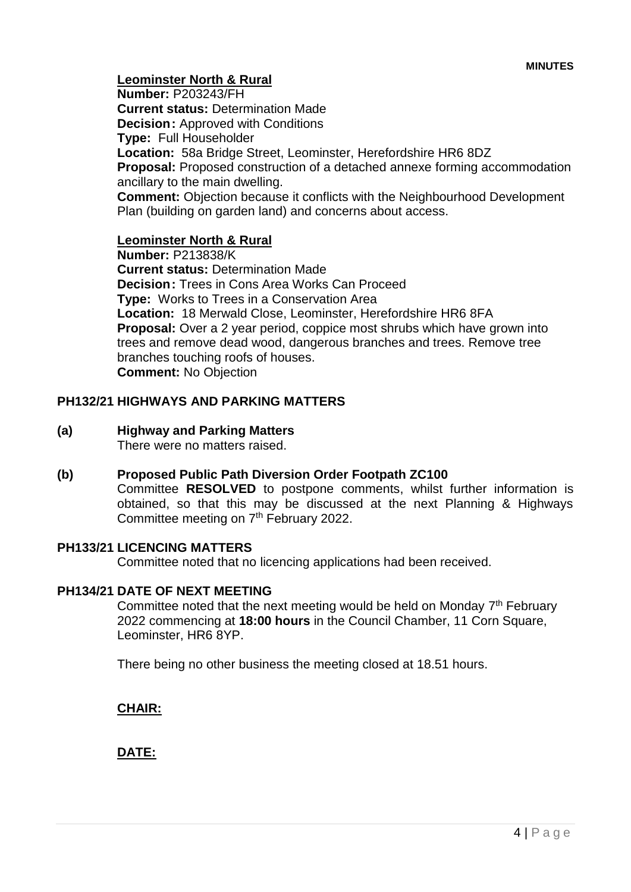**MINUTES**

**Leominster North & Rural**
**Number:** P203243/FH
**Current status:** Determination Made
**Decision:** Approved with Conditions
**Type:** Full Householder
**Location:** 58a Bridge Street, Leominster, Herefordshire HR6 8DZ
**Proposal:** Proposed construction of a detached annexe forming accommodation ancillary to the main dwelling.
**Comment:** Objection because it conflicts with the Neighbourhood Development Plan (building on garden land) and concerns about access.

**Leominster North & Rural**
**Number:** P213838/K
**Current status:** Determination Made
**Decision:** Trees in Cons Area Works Can Proceed
**Type:** Works to Trees in a Conservation Area
**Location:** 18 Merwald Close, Leominster, Herefordshire HR6 8FA
**Proposal:** Over a 2 year period, coppice most shrubs which have grown into trees and remove dead wood, dangerous branches and trees. Remove tree branches touching roofs of houses.
**Comment:** No Objection

**PH132/21 HIGHWAYS AND PARKING MATTERS**

**(a) Highway and Parking Matters**
There were no matters raised.

**(b) Proposed Public Path Diversion Order Footpath ZC100**
Committee **RESOLVED** to postpone comments, whilst further information is obtained, so that this may be discussed at the next Planning & Highways Committee meeting on 7th February 2022.

**PH133/21 LICENCING MATTERS**
Committee noted that no licencing applications had been received.

**PH134/21 DATE OF NEXT MEETING**
Committee noted that the next meeting would be held on Monday 7th February 2022 commencing at **18:00 hours** in the Council Chamber, 11 Corn Square, Leominster, HR6 8YP.

There being no other business the meeting closed at 18.51 hours.

**CHAIR:**

**DATE:**